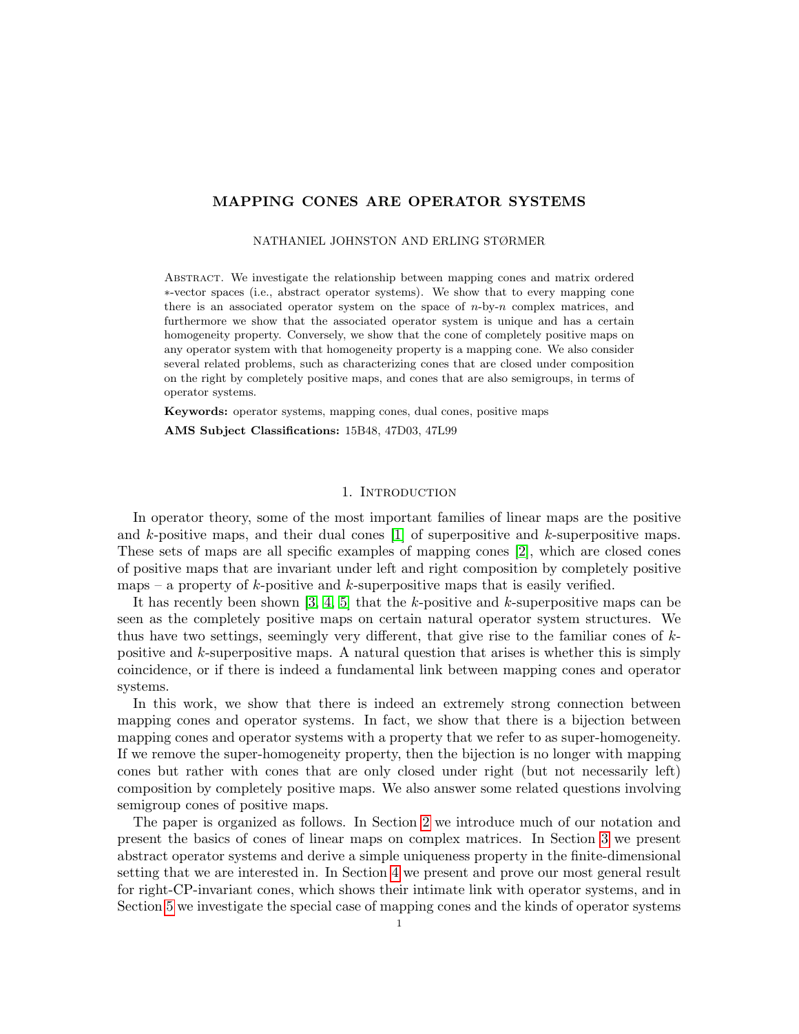# MAPPING CONES ARE OPERATOR SYSTEMS

NATHANIEL JOHNSTON AND ERLING STØRMER

Abstract. We investigate the relationship between mapping cones and matrix ordered $*$-vector spaces (i.e., abstract operator systems). We show that to every mapping cone there is an associated operator system on the space of $n$-by-$n$ complex matrices, and furthermore we show that the associated operator system is unique and has a certain homogeneity property. Conversely, we show that the cone of completely positive maps on any operator system with that homogeneity property is a mapping cone. We also consider several related problems, such as characterizing cones that are closed under composition on the right by completely positive maps, and cones that are also semigroups, in terms of operator systems.

**Keywords:** operator systems, mapping cones, dual cones, positive maps

**AMS Subject Classifications:** 15B48, 47D03, 47L99

## 1. Introduction

In operator theory, some of the most important families of linear maps are the positive and $k$-positive maps, and their dual cones [1] of superpositive and $k$-superpositive maps. These sets of maps are all specific examples of mapping cones [2], which are closed cones of positive maps that are invariant under left and right composition by completely positive maps – a property of $k$-positive and $k$-superpositive maps that is easily verified.

It has recently been shown [3, 4, 5] that the $k$-positive and $k$-superpositive maps can be seen as the completely positive maps on certain natural operator system structures. We thus have two settings, seemingly very different, that give rise to the familiar cones of $k$-positive and $k$-superpositive maps. A natural question that arises is whether this is simply coincidence, or if there is indeed a fundamental link between mapping cones and operator systems.

In this work, we show that there is indeed an extremely strong connection between mapping cones and operator systems. In fact, we show that there is a bijection between mapping cones and operator systems with a property that we refer to as super-homogeneity. If we remove the super-homogeneity property, then the bijection is no longer with mapping cones but rather with cones that are only closed under right (but not necessarily left) composition by completely positive maps. We also answer some related questions involving semigroup cones of positive maps.

The paper is organized as follows. In Section 2 we introduce much of our notation and present the basics of cones of linear maps on complex matrices. In Section 3 we present abstract operator systems and derive a simple uniqueness property in the finite-dimensional setting that we are interested in. In Section 4 we present and prove our most general result for right-CP-invariant cones, which shows their intimate link with operator systems, and in Section 5 we investigate the special case of mapping cones and the kinds of operator systems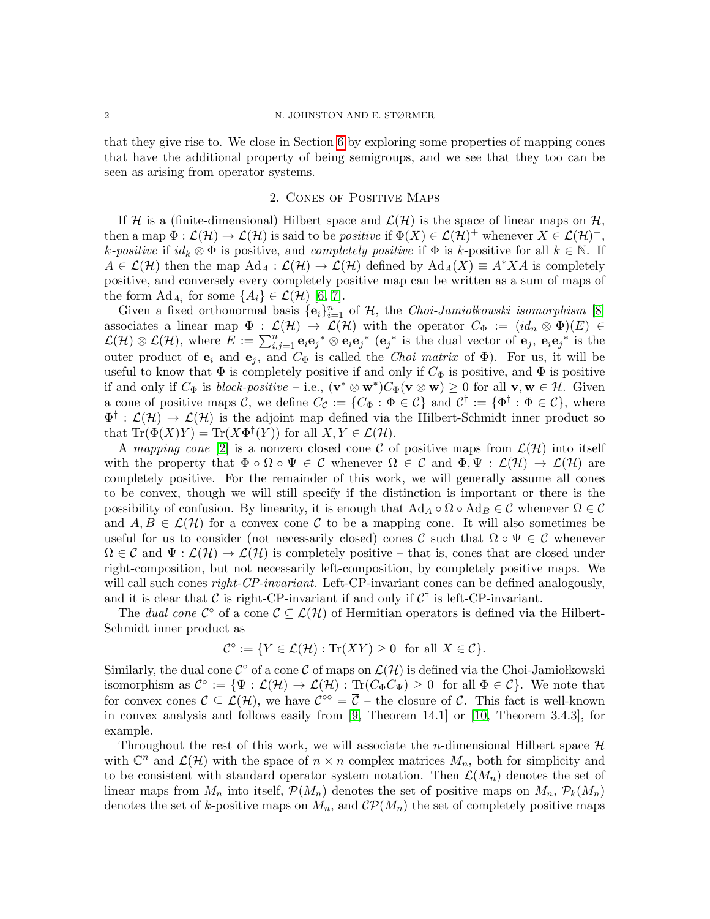that they give rise to. We close in Section 6 by exploring some properties of mapping cones that have the additional property of being semigroups, and we see that they too can be seen as arising from operator systems.

## 2. Cones of Positive Maps

If $\mathcal{H}$ is a (finite-dimensional) Hilbert space and $\mathcal{L}(\mathcal{H})$ is the space of linear maps on $\mathcal{H}$, then a map $\Phi : \mathcal{L}(\mathcal{H}) \to \mathcal{L}(\mathcal{H})$ is said to be *positive* if $\Phi(X) \in \mathcal{L}(\mathcal{H})^+$ whenever $X \in \mathcal{L}(\mathcal{H})^+$, *k-positive* if $id_k \otimes \Phi$ is positive, and *completely positive* if $\Phi$ is $k$-positive for all $k \in \mathbb{N}$. If $A \in \mathcal{L}(\mathcal{H})$ then the map $\mathrm{Ad}_A : \mathcal{L}(\mathcal{H}) \to \mathcal{L}(\mathcal{H})$ defined by $\mathrm{Ad}_A(X) \equiv A^*XA$ is completely positive, and conversely every completely positive map can be written as a sum of maps of the form $\mathrm{Ad}_{A_i}$ for some $\{A_i\} \in \mathcal{L}(\mathcal{H})$ [6, 7].

Given a fixed orthonormal basis $\{\mathbf{e}_i\}_{i=1}^n$ of $\mathcal{H}$, the *Choi-Jamiołkowski isomorphism* [8] associates a linear map $\Phi : \mathcal{L}(\mathcal{H}) \to \mathcal{L}(\mathcal{H})$ with the operator $C_\Phi := (id_n \otimes \Phi)(E) \in \mathcal{L}(\mathcal{H}) \otimes \mathcal{L}(\mathcal{H})$, where $E := \sum_{i,j=1}^n \mathbf{e}_i\mathbf{e}_j{}^* \otimes \mathbf{e}_i\mathbf{e}_j{}^*$ ($\mathbf{e}_j{}^*$ is the dual vector of $\mathbf{e}_j$, $\mathbf{e}_i\mathbf{e}_j{}^*$ is the outer product of $\mathbf{e}_i$ and $\mathbf{e}_j$, and $C_\Phi$ is called the *Choi matrix* of $\Phi$). For us, it will be useful to know that $\Phi$ is completely positive if and only if $C_\Phi$ is positive, and $\Phi$ is positive if and only if $C_\Phi$ is *block-positive* – i.e., $(\mathbf{v}^* \otimes \mathbf{w}^*)C_\Phi(\mathbf{v} \otimes \mathbf{w}) \geq 0$ for all $\mathbf{v}, \mathbf{w} \in \mathcal{H}$. Given a cone of positive maps $\mathcal{C}$, we define $C_\mathcal{C} := \{C_\Phi : \Phi \in \mathcal{C}\}$ and $\mathcal{C}^\dagger := \{\Phi^\dagger : \Phi \in \mathcal{C}\}$, where $\Phi^\dagger : \mathcal{L}(\mathcal{H}) \to \mathcal{L}(\mathcal{H})$ is the adjoint map defined via the Hilbert-Schmidt inner product so that $\mathrm{Tr}(\Phi(X)Y) = \mathrm{Tr}(X\Phi^\dagger(Y))$ for all $X, Y \in \mathcal{L}(\mathcal{H})$.

A *mapping cone* [2] is a nonzero closed cone $\mathcal{C}$ of positive maps from $\mathcal{L}(\mathcal{H})$ into itself with the property that $\Phi \circ \Omega \circ \Psi \in \mathcal{C}$ whenever $\Omega \in \mathcal{C}$ and $\Phi, \Psi : \mathcal{L}(\mathcal{H}) \to \mathcal{L}(\mathcal{H})$ are completely positive. For the remainder of this work, we will generally assume all cones to be convex, though we will still specify if the distinction is important or there is the possibility of confusion. By linearity, it is enough that $\mathrm{Ad}_A \circ \Omega \circ \mathrm{Ad}_B \in \mathcal{C}$ whenever $\Omega \in \mathcal{C}$ and $A, B \in \mathcal{L}(\mathcal{H})$ for a convex cone $\mathcal{C}$ to be a mapping cone. It will also sometimes be useful for us to consider (not necessarily closed) cones $\mathcal{C}$ such that $\Omega \circ \Psi \in \mathcal{C}$ whenever $\Omega \in \mathcal{C}$ and $\Psi : \mathcal{L}(\mathcal{H}) \to \mathcal{L}(\mathcal{H})$ is completely positive – that is, cones that are closed under right-composition, but not necessarily left-composition, by completely positive maps. We will call such cones *right-CP-invariant*. Left-CP-invariant cones can be defined analogously, and it is clear that $\mathcal{C}$ is right-CP-invariant if and only if $\mathcal{C}^\dagger$ is left-CP-invariant.

The *dual cone* $\mathcal{C}^\circ$ of a cone $\mathcal{C} \subseteq \mathcal{L}(\mathcal{H})$ of Hermitian operators is defined via the Hilbert-Schmidt inner product as

$$\mathcal{C}^\circ := \{Y \in \mathcal{L}(\mathcal{H}) : \mathrm{Tr}(XY) \geq 0 \ \text{ for all } X \in \mathcal{C}\}.$$

Similarly, the dual cone $\mathcal{C}^\circ$ of a cone $\mathcal{C}$ of maps on $\mathcal{L}(\mathcal{H})$ is defined via the Choi-Jamiołkowski isomorphism as $\mathcal{C}^\circ := \{\Psi : \mathcal{L}(\mathcal{H}) \to \mathcal{L}(\mathcal{H}) : \mathrm{Tr}(C_\Phi C_\Psi) \geq 0 \ \text{ for all } \Phi \in \mathcal{C}\}$. We note that for convex cones $\mathcal{C} \subseteq \mathcal{L}(\mathcal{H})$, we have $\mathcal{C}^{\circ\circ} = \overline{\mathcal{C}}$ – the closure of $\mathcal{C}$. This fact is well-known in convex analysis and follows easily from [9, Theorem 14.1] or [10, Theorem 3.4.3], for example.

Throughout the rest of this work, we will associate the $n$-dimensional Hilbert space $\mathcal{H}$ with $\mathbb{C}^n$ and $\mathcal{L}(\mathcal{H})$ with the space of $n \times n$ complex matrices $M_n$, both for simplicity and to be consistent with standard operator system notation. Then $\mathcal{L}(M_n)$ denotes the set of linear maps from $M_n$ into itself, $\mathcal{P}(M_n)$ denotes the set of positive maps on $M_n$, $\mathcal{P}_k(M_n)$ denotes the set of $k$-positive maps on $M_n$, and $\mathcal{CP}(M_n)$ the set of completely positive maps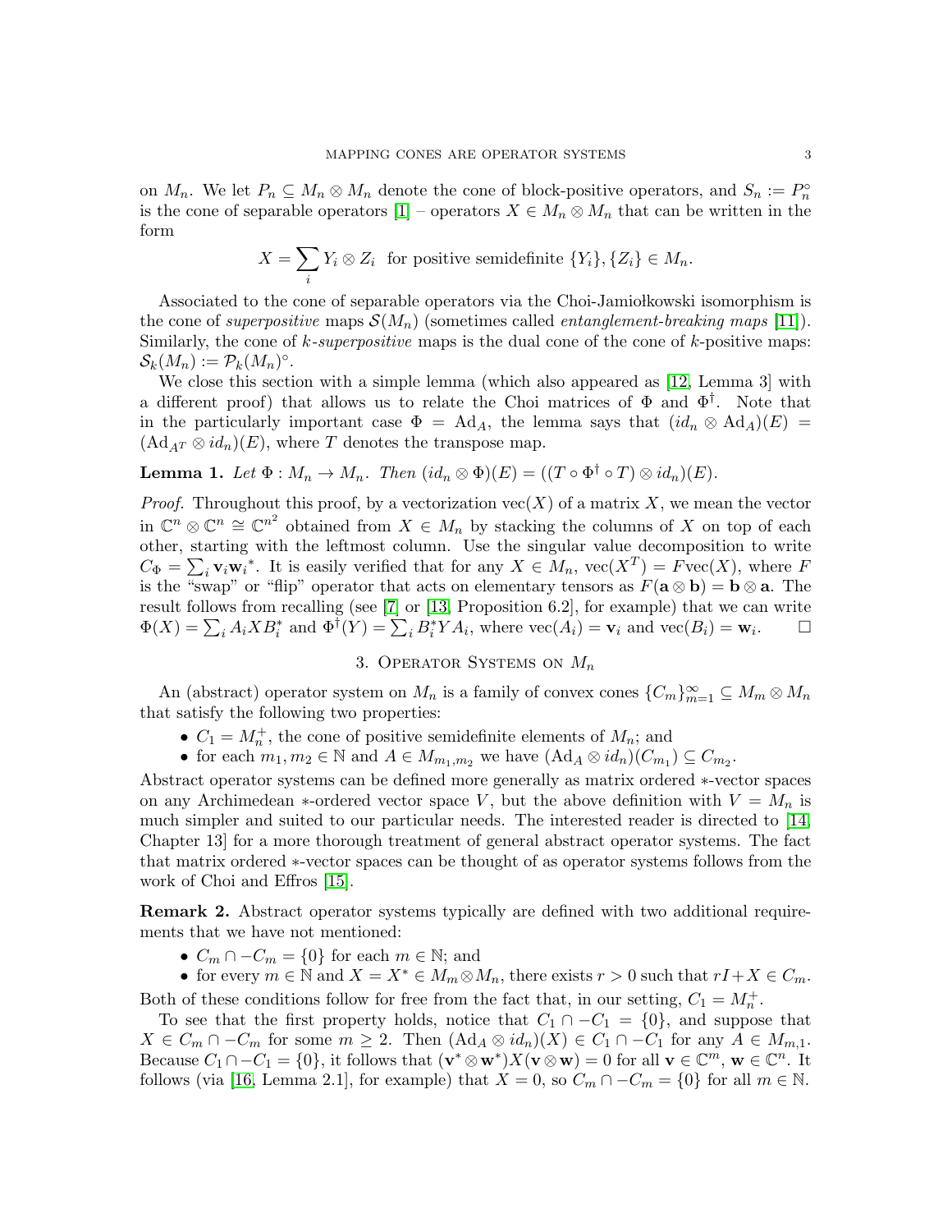on $M_n$. We let $P_n \subseteq M_n \otimes M_n$ denote the cone of block-positive operators, and $S_n := P_n^\circ$ is the cone of separable operators [1] – operators $X \in M_n \otimes M_n$ that can be written in the form

$$X = \sum_i Y_i \otimes Z_i \quad \text{for positive semidefinite } \{Y_i\}, \{Z_i\} \in M_n.$$

Associated to the cone of separable operators via the Choi-Jamiołkowski isomorphism is the cone of *superpositive* maps $\mathcal{S}(M_n)$ (sometimes called *entanglement-breaking maps* [11]). Similarly, the cone of *$k$-superpositive* maps is the dual cone of the cone of $k$-positive maps: $\mathcal{S}_k(M_n) := \mathcal{P}_k(M_n)^\circ$.

We close this section with a simple lemma (which also appeared as [12, Lemma 3] with a different proof) that allows us to relate the Choi matrices of $\Phi$ and $\Phi^\dagger$. Note that in the particularly important case $\Phi = \mathrm{Ad}_A$, the lemma says that $(id_n \otimes \mathrm{Ad}_A)(E) = (\mathrm{Ad}_{A^T} \otimes id_n)(E)$, where $T$ denotes the transpose map.

**Lemma 1.** *Let $\Phi : M_n \to M_n$. Then $(id_n \otimes \Phi)(E) = ((T \circ \Phi^\dagger \circ T) \otimes id_n)(E)$.*

*Proof.* Throughout this proof, by a vectorization $\mathrm{vec}(X)$ of a matrix $X$, we mean the vector in $\mathbb{C}^n \otimes \mathbb{C}^n \cong \mathbb{C}^{n^2}$ obtained from $X \in M_n$ by stacking the columns of $X$ on top of each other, starting with the leftmost column. Use the singular value decomposition to write $C_\Phi = \sum_i \mathbf{v}_i \mathbf{w}_i^*$. It is easily verified that for any $X \in M_n$, $\mathrm{vec}(X^T) = F\mathrm{vec}(X)$, where $F$ is the "swap" or "flip" operator that acts on elementary tensors as $F(\mathbf{a} \otimes \mathbf{b}) = \mathbf{b} \otimes \mathbf{a}$. The result follows from recalling (see [7] or [13, Proposition 6.2], for example) that we can write $\Phi(X) = \sum_i A_i X B_i^*$ and $\Phi^\dagger(Y) = \sum_i B_i^* Y A_i$, where $\mathrm{vec}(A_i) = \mathbf{v}_i$ and $\mathrm{vec}(B_i) = \mathbf{w}_i$. $\square$

## 3. Operator Systems on $M_n$

An (abstract) operator system on $M_n$ is a family of convex cones $\{C_m\}_{m=1}^\infty \subseteq M_m \otimes M_n$ that satisfy the following two properties:

- $C_1 = M_n^+$, the cone of positive semidefinite elements of $M_n$; and
- for each $m_1, m_2 \in \mathbb{N}$ and $A \in M_{m_1,m_2}$ we have $(\mathrm{Ad}_A \otimes id_n)(C_{m_1}) \subseteq C_{m_2}$.

Abstract operator systems can be defined more generally as matrix ordered $*$-vector spaces on any Archimedean $*$-ordered vector space $V$, but the above definition with $V = M_n$ is much simpler and suited to our particular needs. The interested reader is directed to [14, Chapter 13] for a more thorough treatment of general abstract operator systems. The fact that matrix ordered $*$-vector spaces can be thought of as operator systems follows from the work of Choi and Effros [15].

**Remark 2.** Abstract operator systems typically are defined with two additional requirements that we have not mentioned:

- $C_m \cap -C_m = \{0\}$ for each $m \in \mathbb{N}$; and
- for every $m \in \mathbb{N}$ and $X = X^* \in M_m \otimes M_n$, there exists $r > 0$ such that $rI + X \in C_m$.

Both of these conditions follow for free from the fact that, in our setting, $C_1 = M_n^+$.

To see that the first property holds, notice that $C_1 \cap -C_1 = \{0\}$, and suppose that $X \in C_m \cap -C_m$ for some $m \geq 2$. Then $(\mathrm{Ad}_A \otimes id_n)(X) \in C_1 \cap -C_1$ for any $A \in M_{m,1}$. Because $C_1 \cap -C_1 = \{0\}$, it follows that $(\mathbf{v}^* \otimes \mathbf{w}^*)X(\mathbf{v} \otimes \mathbf{w}) = 0$ for all $\mathbf{v} \in \mathbb{C}^m$, $\mathbf{w} \in \mathbb{C}^n$. It follows (via [16, Lemma 2.1], for example) that $X = 0$, so $C_m \cap -C_m = \{0\}$ for all $m \in \mathbb{N}$.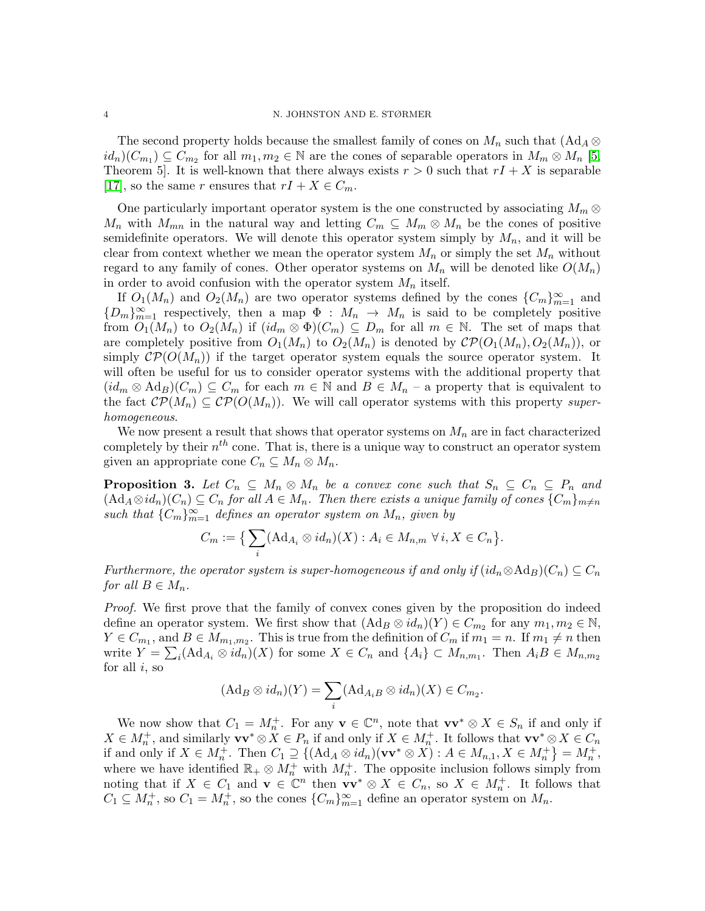The second property holds because the smallest family of cones on $M_n$ such that $(\mathrm{Ad}_A \otimes id_n)(C_{m_1}) \subseteq C_{m_2}$ for all $m_1, m_2 \in \mathbb{N}$ are the cones of separable operators in $M_m \otimes M_n$ [5, Theorem 5]. It is well-known that there always exists $r > 0$ such that $rI + X$ is separable [17], so the same $r$ ensures that $rI + X \in C_m$.

One particularly important operator system is the one constructed by associating $M_m \otimes M_n$ with $M_{mn}$ in the natural way and letting $C_m \subseteq M_m \otimes M_n$ be the cones of positive semidefinite operators. We will denote this operator system simply by $M_n$, and it will be clear from context whether we mean the operator system $M_n$ or simply the set $M_n$ without regard to any family of cones. Other operator systems on $M_n$ will be denoted like $O(M_n)$ in order to avoid confusion with the operator system $M_n$ itself.

If $O_1(M_n)$ and $O_2(M_n)$ are two operator systems defined by the cones $\{C_m\}_{m=1}^{\infty}$ and $\{D_m\}_{m=1}^{\infty}$ respectively, then a map $\Phi : M_n \to M_n$ is said to be completely positive from $O_1(M_n)$ to $O_2(M_n)$ if $(id_m \otimes \Phi)(C_m) \subseteq D_m$ for all $m \in \mathbb{N}$. The set of maps that are completely positive from $O_1(M_n)$ to $O_2(M_n)$ is denoted by $\mathcal{CP}(O_1(M_n), O_2(M_n))$, or simply $\mathcal{CP}(O(M_n))$ if the target operator system equals the source operator system. It will often be useful for us to consider operator systems with the additional property that $(id_m \otimes \mathrm{Ad}_B)(C_m) \subseteq C_m$ for each $m \in \mathbb{N}$ and $B \in M_n$ – a property that is equivalent to the fact $\mathcal{CP}(M_n) \subseteq \mathcal{CP}(O(M_n))$. We will call operator systems with this property *super-homogeneous*.

We now present a result that shows that operator systems on $M_n$ are in fact characterized completely by their $n^{th}$ cone. That is, there is a unique way to construct an operator system given an appropriate cone $C_n \subseteq M_n \otimes M_n$.

**Proposition 3.** *Let $C_n \subseteq M_n \otimes M_n$ be a convex cone such that $S_n \subseteq C_n \subseteq P_n$ and $(\mathrm{Ad}_A \otimes id_n)(C_n) \subseteq C_n$ for all $A \in M_n$. Then there exists a unique family of cones $\{C_m\}_{m \neq n}$ such that $\{C_m\}_{m=1}^{\infty}$ defines an operator system on $M_n$, given by*

$$C_m := \big\{ \sum_i (\mathrm{Ad}_{A_i} \otimes id_n)(X) : A_i \in M_{n,m} \ \forall\, i, X \in C_n \big\}.$$

*Furthermore, the operator system is super-homogeneous if and only if $(id_n \otimes \mathrm{Ad}_B)(C_n) \subseteq C_n$ for all $B \in M_n$.*

*Proof.* We first prove that the family of convex cones given by the proposition do indeed define an operator system. We first show that $(\mathrm{Ad}_B \otimes id_n)(Y) \in C_{m_2}$ for any $m_1, m_2 \in \mathbb{N}$, $Y \in C_{m_1}$, and $B \in M_{m_1,m_2}$. This is true from the definition of $C_m$ if $m_1 = n$. If $m_1 \neq n$ then write $Y = \sum_i (\mathrm{Ad}_{A_i} \otimes id_n)(X)$ for some $X \in C_n$ and $\{A_i\} \subset M_{n,m_1}$. Then $A_i B \in M_{n,m_2}$ for all $i$, so

$$(\mathrm{Ad}_B \otimes id_n)(Y) = \sum_i (\mathrm{Ad}_{A_i B} \otimes id_n)(X) \in C_{m_2}.$$

We now show that $C_1 = M_n^+$. For any $\mathbf{v} \in \mathbb{C}^n$, note that $\mathbf{v}\mathbf{v}^* \otimes X \in S_n$ if and only if $X \in M_n^+$, and similarly $\mathbf{v}\mathbf{v}^* \otimes X \in P_n$ if and only if $X \in M_n^+$. It follows that $\mathbf{v}\mathbf{v}^* \otimes X \in C_n$ if and only if $X \in M_n^+$. Then $C_1 \supseteq \{(\mathrm{Ad}_A \otimes id_n)(\mathbf{v}\mathbf{v}^* \otimes X) : A \in M_{n,1}, X \in M_n^+\} = M_n^+$, where we have identified $\mathbb{R}_+ \otimes M_n^+$ with $M_n^+$. The opposite inclusion follows simply from noting that if $X \in C_1$ and $\mathbf{v} \in \mathbb{C}^n$ then $\mathbf{v}\mathbf{v}^* \otimes X \in C_n$, so $X \in M_n^+$. It follows that $C_1 \subseteq M_n^+$, so $C_1 = M_n^+$, so the cones $\{C_m\}_{m=1}^{\infty}$ define an operator system on $M_n$.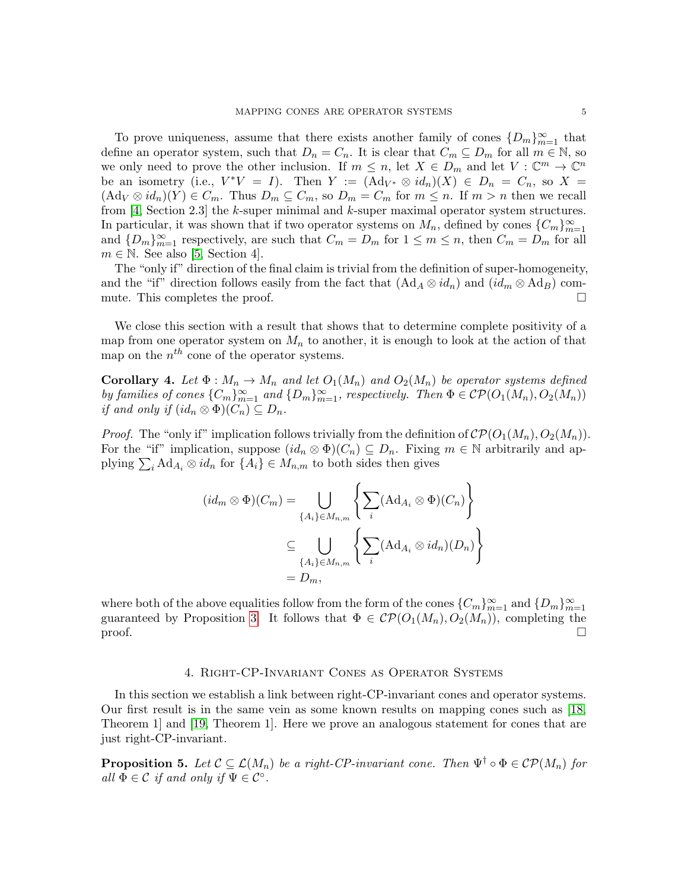To prove uniqueness, assume that there exists another family of cones $\{D_m\}_{m=1}^\infty$ that define an operator system, such that $D_n = C_n$. It is clear that $C_m \subseteq D_m$ for all $m \in \mathbb{N}$, so we only need to prove the other inclusion. If $m \leq n$, let $X \in D_m$ and let $V : \mathbb{C}^m \to \mathbb{C}^n$ be an isometry (i.e., $V^*V = I$). Then $Y := (\mathrm{Ad}_{V^*} \otimes id_n)(X) \in D_n = C_n$, so $X = (\mathrm{Ad}_V \otimes id_n)(Y) \in C_m$. Thus $D_m \subseteq C_m$, so $D_m = C_m$ for $m \leq n$. If $m > n$ then we recall from [4, Section 2.3] the $k$-super minimal and $k$-super maximal operator system structures. In particular, it was shown that if two operator systems on $M_n$, defined by cones $\{C_m\}_{m=1}^\infty$ and $\{D_m\}_{m=1}^\infty$ respectively, are such that $C_m = D_m$ for $1 \leq m \leq n$, then $C_m = D_m$ for all $m \in \mathbb{N}$. See also [5, Section 4].

The "only if" direction of the final claim is trivial from the definition of super-homogeneity, and the "if" direction follows easily from the fact that $(\mathrm{Ad}_A \otimes id_n)$ and $(id_m \otimes \mathrm{Ad}_B)$ commute. This completes the proof. □

We close this section with a result that shows that to determine complete positivity of a map from one operator system on $M_n$ to another, it is enough to look at the action of that map on the $n^{th}$ cone of the operator systems.

**Corollary 4.** *Let $\Phi : M_n \to M_n$ and let $O_1(M_n)$ and $O_2(M_n)$ be operator systems defined by families of cones $\{C_m\}_{m=1}^\infty$ and $\{D_m\}_{m=1}^\infty$, respectively. Then $\Phi \in \mathcal{CP}(O_1(M_n), O_2(M_n))$ if and only if $(id_n \otimes \Phi)(C_n) \subseteq D_n$.*

*Proof.* The "only if" implication follows trivially from the definition of $\mathcal{CP}(O_1(M_n), O_2(M_n))$. For the "if" implication, suppose $(id_n \otimes \Phi)(C_n) \subseteq D_n$. Fixing $m \in \mathbb{N}$ arbitrarily and applying $\sum_i \mathrm{Ad}_{A_i} \otimes id_n$ for $\{A_i\} \in M_{n,m}$ to both sides then gives

$$
\begin{aligned}
(id_m \otimes \Phi)(C_m) &= \bigcup_{\{A_i\} \in M_{n,m}} \left\{ \sum_i (\mathrm{Ad}_{A_i} \otimes \Phi)(C_n) \right\} \\
&\subseteq \bigcup_{\{A_i\} \in M_{n,m}} \left\{ \sum_i (\mathrm{Ad}_{A_i} \otimes id_n)(D_n) \right\} \\
&= D_m,
\end{aligned}
$$

where both of the above equalities follow from the form of the cones $\{C_m\}_{m=1}^\infty$ and $\{D_m\}_{m=1}^\infty$ guaranteed by Proposition 3. It follows that $\Phi \in \mathcal{CP}(O_1(M_n), O_2(M_n))$, completing the proof. □

## 4. Right-CP-Invariant Cones as Operator Systems

In this section we establish a link between right-CP-invariant cones and operator systems. Our first result is in the same vein as some known results on mapping cones such as [18, Theorem 1] and [19, Theorem 1]. Here we prove an analogous statement for cones that are just right-CP-invariant.

**Proposition 5.** *Let $\mathcal{C} \subseteq \mathcal{L}(M_n)$ be a right-CP-invariant cone. Then $\Psi^\dagger \circ \Phi \in \mathcal{CP}(M_n)$ for all $\Phi \in \mathcal{C}$ if and only if $\Psi \in \mathcal{C}^\circ$.*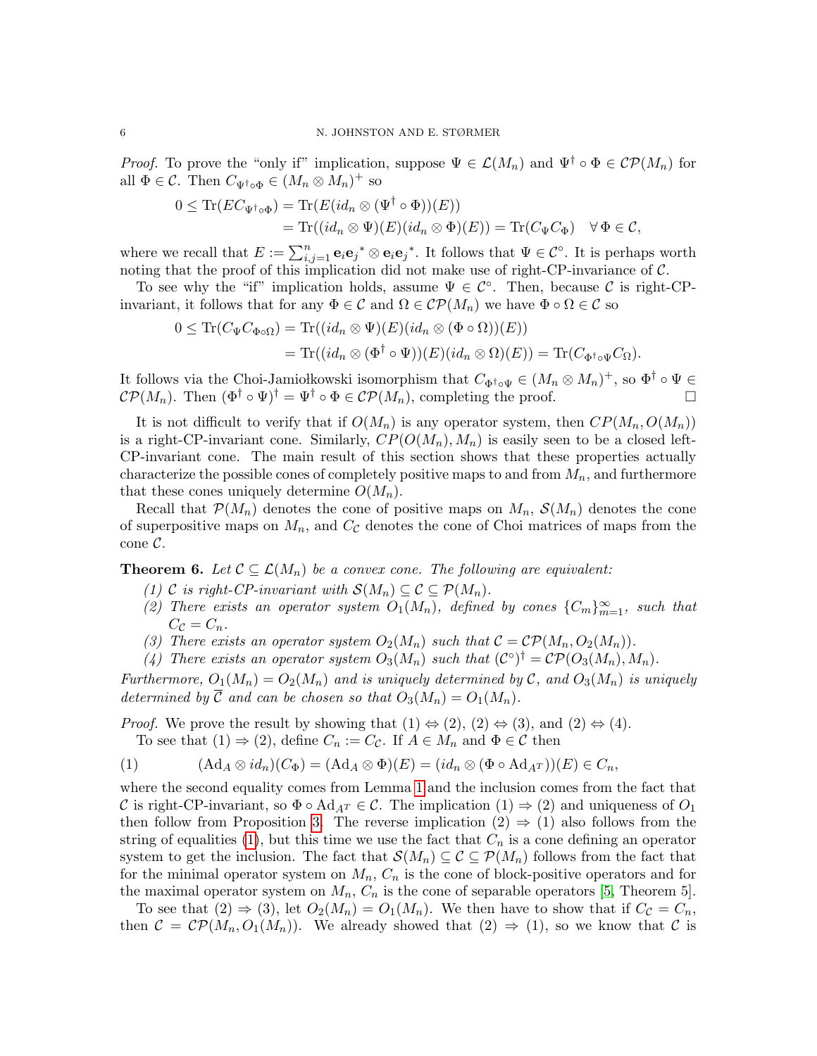*Proof.* To prove the "only if" implication, suppose $\Psi \in \mathcal{L}(M_n)$ and $\Psi^\dagger \circ \Phi \in \mathcal{CP}(M_n)$ for all $\Phi \in \mathcal{C}$. Then $C_{\Psi^\dagger \circ \Phi} \in (M_n \otimes M_n)^+$ so

$$\begin{aligned}
0 \leq \mathrm{Tr}(EC_{\Psi^\dagger\circ\Phi}) &= \mathrm{Tr}(E(id_n \otimes (\Psi^\dagger \circ \Phi))(E)) \\
&= \mathrm{Tr}((id_n \otimes \Psi)(E)(id_n \otimes \Phi)(E)) = \mathrm{Tr}(C_\Psi C_\Phi) \quad \forall\, \Phi \in \mathcal{C},
\end{aligned}$$

where we recall that $E := \sum_{i,j=1}^n \mathbf{e}_i\mathbf{e}_j{}^* \otimes \mathbf{e}_i\mathbf{e}_j{}^*$. It follows that $\Psi \in \mathcal{C}^\circ$. It is perhaps worth noting that the proof of this implication did not make use of right-CP-invariance of $\mathcal{C}$.

To see why the "if" implication holds, assume $\Psi \in \mathcal{C}^\circ$. Then, because $\mathcal{C}$ is right-CP-invariant, it follows that for any $\Phi \in \mathcal{C}$ and $\Omega \in \mathcal{CP}(M_n)$ we have $\Phi \circ \Omega \in \mathcal{C}$ so

$$\begin{aligned}
0 \leq \mathrm{Tr}(C_\Psi C_{\Phi\circ\Omega}) &= \mathrm{Tr}((id_n \otimes \Psi)(E)(id_n \otimes (\Phi \circ \Omega))(E)) \\
&= \mathrm{Tr}((id_n \otimes (\Phi^\dagger \circ \Psi))(E)(id_n \otimes \Omega)(E)) = \mathrm{Tr}(C_{\Phi^\dagger\circ\Psi} C_\Omega).
\end{aligned}$$

It follows via the Choi-Jamiołkowski isomorphism that $C_{\Phi^\dagger\circ\Psi} \in (M_n \otimes M_n)^+$, so $\Phi^\dagger \circ \Psi \in \mathcal{CP}(M_n)$. Then $(\Phi^\dagger \circ \Psi)^\dagger = \Psi^\dagger \circ \Phi \in \mathcal{CP}(M_n)$, completing the proof. □

It is not difficult to verify that if $O(M_n)$ is any operator system, then $CP(M_n, O(M_n))$ is a right-CP-invariant cone. Similarly, $CP(O(M_n), M_n)$ is easily seen to be a closed left-CP-invariant cone. The main result of this section shows that these properties actually characterize the possible cones of completely positive maps to and from $M_n$, and furthermore that these cones uniquely determine $O(M_n)$.

Recall that $\mathcal{P}(M_n)$ denotes the cone of positive maps on $M_n$, $\mathcal{S}(M_n)$ denotes the cone of superpositive maps on $M_n$, and $C_\mathcal{C}$ denotes the cone of Choi matrices of maps from the cone $\mathcal{C}$.

**Theorem 6.** *Let $\mathcal{C} \subseteq \mathcal{L}(M_n)$ be a convex cone. The following are equivalent:*

*(1) $\mathcal{C}$ is right-CP-invariant with $\mathcal{S}(M_n) \subseteq \mathcal{C} \subseteq \mathcal{P}(M_n)$.*

*(2) There exists an operator system $O_1(M_n)$, defined by cones $\{C_m\}_{m=1}^\infty$, such that $C_\mathcal{C} = C_n$.*

*(3) There exists an operator system $O_2(M_n)$ such that $\mathcal{C} = \mathcal{CP}(M_n, O_2(M_n))$.*

*(4) There exists an operator system $O_3(M_n)$ such that $(\mathcal{C}^\circ)^\dagger = \mathcal{CP}(O_3(M_n), M_n)$.*

*Furthermore, $O_1(M_n) = O_2(M_n)$ and is uniquely determined by $\mathcal{C}$, and $O_3(M_n)$ is uniquely determined by $\overline{\mathcal{C}}$ and can be chosen so that $O_3(M_n) = O_1(M_n)$.*

*Proof.* We prove the result by showing that (1) ⇔ (2), (2) ⇔ (3), and (2) ⇔ (4).

To see that (1) ⇒ (2), define $C_n := C_\mathcal{C}$. If $A \in M_n$ and $\Phi \in \mathcal{C}$ then

$$(\mathrm{Ad}_A \otimes id_n)(C_\Phi) = (\mathrm{Ad}_A \otimes \Phi)(E) = (id_n \otimes (\Phi \circ \mathrm{Ad}_{A^T}))(E) \in C_n, \tag{1}$$

where the second equality comes from Lemma 1 and the inclusion comes from the fact that $\mathcal{C}$ is right-CP-invariant, so $\Phi \circ \mathrm{Ad}_{A^T} \in \mathcal{C}$. The implication (1) ⇒ (2) and uniqueness of $O_1$ then follow from Proposition 3. The reverse implication (2) ⇒ (1) also follows from the string of equalities (1), but this time we use the fact that $C_n$ is a cone defining an operator system to get the inclusion. The fact that $\mathcal{S}(M_n) \subseteq \mathcal{C} \subseteq \mathcal{P}(M_n)$ follows from the fact that for the minimal operator system on $M_n$, $C_n$ is the cone of block-positive operators and for the maximal operator system on $M_n$, $C_n$ is the cone of separable operators [5, Theorem 5].

To see that (2) ⇒ (3), let $O_2(M_n) = O_1(M_n)$. We then have to show that if $C_\mathcal{C} = C_n$, then $\mathcal{C} = \mathcal{CP}(M_n, O_1(M_n))$. We already showed that (2) ⇒ (1), so we know that $\mathcal{C}$ is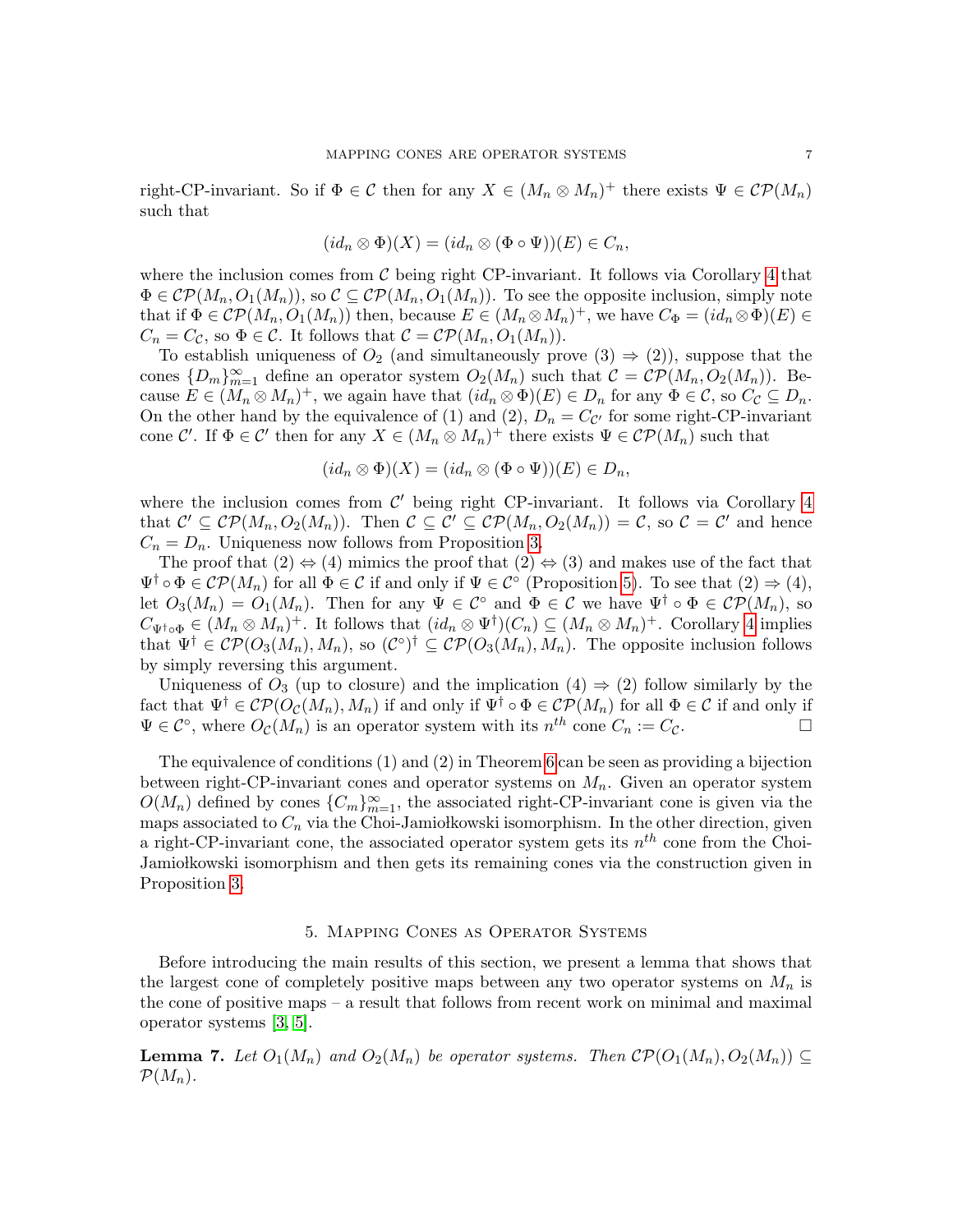right-CP-invariant. So if $\Phi \in \mathcal{C}$ then for any $X \in (M_n \otimes M_n)^+$ there exists $\Psi \in \mathcal{CP}(M_n)$ such that

$$(id_n \otimes \Phi)(X) = (id_n \otimes (\Phi \circ \Psi))(E) \in C_n,$$

where the inclusion comes from $\mathcal{C}$ being right CP-invariant. It follows via Corollary 4 that $\Phi \in \mathcal{CP}(M_n, O_1(M_n))$, so $\mathcal{C} \subseteq \mathcal{CP}(M_n, O_1(M_n))$. To see the opposite inclusion, simply note that if $\Phi \in \mathcal{CP}(M_n, O_1(M_n))$ then, because $E \in (M_n \otimes M_n)^+$, we have $C_\Phi = (id_n \otimes \Phi)(E) \in C_n = C_{\mathcal{C}}$, so $\Phi \in \mathcal{C}$. It follows that $\mathcal{C} = \mathcal{CP}(M_n, O_1(M_n))$.

To establish uniqueness of $O_2$ (and simultaneously prove (3) $\Rightarrow$ (2)), suppose that the cones $\{D_m\}_{m=1}^\infty$ define an operator system $O_2(M_n)$ such that $\mathcal{C} = \mathcal{CP}(M_n, O_2(M_n))$. Because $E \in (M_n \otimes M_n)^+$, we again have that $(id_n \otimes \Phi)(E) \in D_n$ for any $\Phi \in \mathcal{C}$, so $C_{\mathcal{C}} \subseteq D_n$. On the other hand by the equivalence of (1) and (2), $D_n = C_{\mathcal{C}'}$ for some right-CP-invariant cone $\mathcal{C}'$. If $\Phi \in \mathcal{C}'$ then for any $X \in (M_n \otimes M_n)^+$ there exists $\Psi \in \mathcal{CP}(M_n)$ such that

$$(id_n \otimes \Phi)(X) = (id_n \otimes (\Phi \circ \Psi))(E) \in D_n,$$

where the inclusion comes from $\mathcal{C}'$ being right CP-invariant. It follows via Corollary 4 that $\mathcal{C}' \subseteq \mathcal{CP}(M_n, O_2(M_n))$. Then $\mathcal{C} \subseteq \mathcal{C}' \subseteq \mathcal{CP}(M_n, O_2(M_n)) = \mathcal{C}$, so $\mathcal{C} = \mathcal{C}'$ and hence $C_n = D_n$. Uniqueness now follows from Proposition 3.

The proof that (2) $\Leftrightarrow$ (4) mimics the proof that (2) $\Leftrightarrow$ (3) and makes use of the fact that $\Psi^\dagger \circ \Phi \in \mathcal{CP}(M_n)$ for all $\Phi \in \mathcal{C}$ if and only if $\Psi \in \mathcal{C}^\circ$ (Proposition 5). To see that (2) $\Rightarrow$ (4), let $O_3(M_n) = O_1(M_n)$. Then for any $\Psi \in \mathcal{C}^\circ$ and $\Phi \in \mathcal{C}$ we have $\Psi^\dagger \circ \Phi \in \mathcal{CP}(M_n)$, so $C_{\Psi^\dagger \circ \Phi} \in (M_n \otimes M_n)^+$. It follows that $(id_n \otimes \Psi^\dagger)(C_n) \subseteq (M_n \otimes M_n)^+$. Corollary 4 implies that $\Psi^\dagger \in \mathcal{CP}(O_3(M_n), M_n)$, so $(\mathcal{C}^\circ)^\dagger \subseteq \mathcal{CP}(O_3(M_n), M_n)$. The opposite inclusion follows by simply reversing this argument.

Uniqueness of $O_3$ (up to closure) and the implication (4) $\Rightarrow$ (2) follow similarly by the fact that $\Psi^\dagger \in \mathcal{CP}(O_{\mathcal{C}}(M_n), M_n)$ if and only if $\Psi^\dagger \circ \Phi \in \mathcal{CP}(M_n)$ for all $\Phi \in \mathcal{C}$ if and only if $\Psi \in \mathcal{C}^\circ$, where $O_{\mathcal{C}}(M_n)$ is an operator system with its $n^{th}$ cone $C_n := C_{\mathcal{C}}$. $\square$

The equivalence of conditions (1) and (2) in Theorem 6 can be seen as providing a bijection between right-CP-invariant cones and operator systems on $M_n$. Given an operator system $O(M_n)$ defined by cones $\{C_m\}_{m=1}^\infty$, the associated right-CP-invariant cone is given via the maps associated to $C_n$ via the Choi-Jamiołkowski isomorphism. In the other direction, given a right-CP-invariant cone, the associated operator system gets its $n^{th}$ cone from the Choi-Jamiołkowski isomorphism and then gets its remaining cones via the construction given in Proposition 3.

## 5. Mapping Cones as Operator Systems

Before introducing the main results of this section, we present a lemma that shows that the largest cone of completely positive maps between any two operator systems on $M_n$ is the cone of positive maps – a result that follows from recent work on minimal and maximal operator systems [3, 5].

**Lemma 7.** *Let $O_1(M_n)$ and $O_2(M_n)$ be operator systems. Then $\mathcal{CP}(O_1(M_n), O_2(M_n)) \subseteq \mathcal{P}(M_n)$.*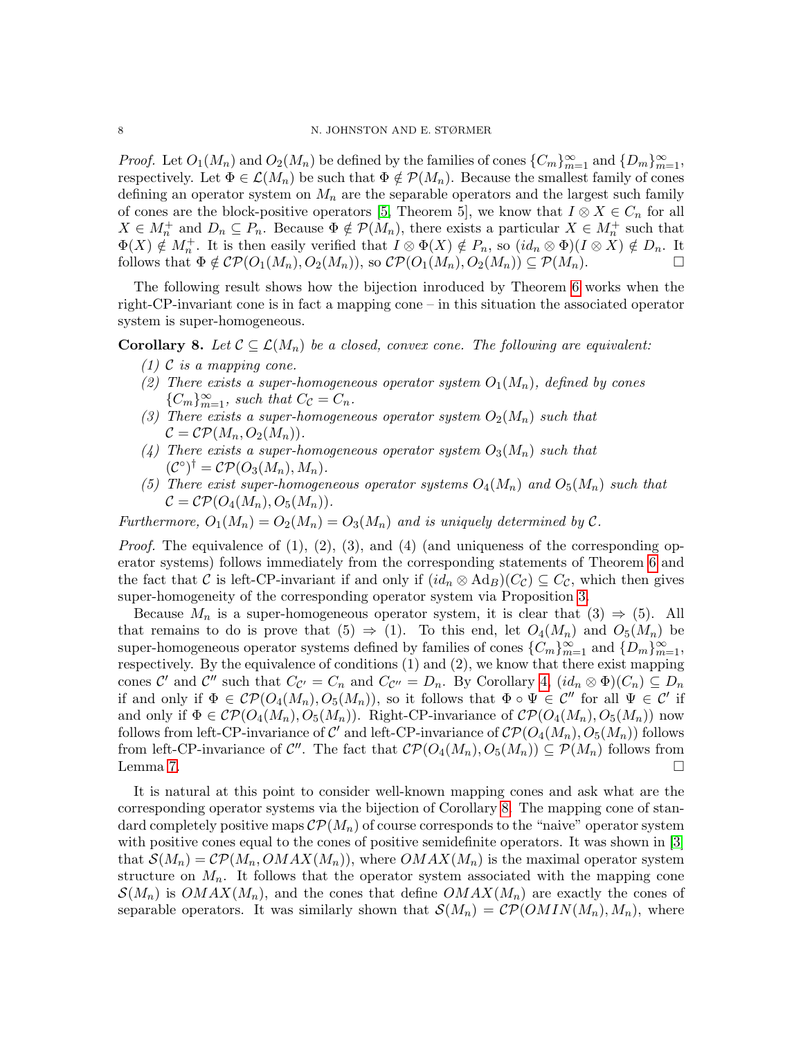*Proof.* Let $O_1(M_n)$ and $O_2(M_n)$ be defined by the families of cones $\{C_m\}_{m=1}^\infty$ and $\{D_m\}_{m=1}^\infty$, respectively. Let $\Phi \in \mathcal{L}(M_n)$ be such that $\Phi \notin \mathcal{P}(M_n)$. Because the smallest family of cones defining an operator system on $M_n$ are the separable operators and the largest such family of cones are the block-positive operators [5, Theorem 5], we know that $I \otimes X \in C_n$ for all $X \in M_n^+$ and $D_n \subseteq P_n$. Because $\Phi \notin \mathcal{P}(M_n)$, there exists a particular $X \in M_n^+$ such that $\Phi(X) \notin M_n^+$. It is then easily verified that $I \otimes \Phi(X) \notin P_n$, so $(id_n \otimes \Phi)(I \otimes X) \notin D_n$. It follows that $\Phi \notin \mathcal{CP}(O_1(M_n), O_2(M_n))$, so $\mathcal{CP}(O_1(M_n), O_2(M_n)) \subseteq \mathcal{P}(M_n)$. □

The following result shows how the bijection inroduced by Theorem 6 works when the right-CP-invariant cone is in fact a mapping cone – in this situation the associated operator system is super-homogeneous.

**Corollary 8.** *Let $\mathcal{C} \subseteq \mathcal{L}(M_n)$ be a closed, convex cone. The following are equivalent:*

*(1) $\mathcal{C}$ is a mapping cone.*

*(2) There exists a super-homogeneous operator system $O_1(M_n)$, defined by cones $\{C_m\}_{m=1}^\infty$, such that $C_{\mathcal{C}} = C_n$.*

*(3) There exists a super-homogeneous operator system $O_2(M_n)$ such that $\mathcal{C} = \mathcal{CP}(M_n, O_2(M_n))$.*

*(4) There exists a super-homogeneous operator system $O_3(M_n)$ such that $(\mathcal{C}^\circ)^\dagger = \mathcal{CP}(O_3(M_n), M_n)$.*

*(5) There exist super-homogeneous operator systems $O_4(M_n)$ and $O_5(M_n)$ such that $\mathcal{C} = \mathcal{CP}(O_4(M_n), O_5(M_n))$.*

*Furthermore, $O_1(M_n) = O_2(M_n) = O_3(M_n)$ and is uniquely determined by $\mathcal{C}$.*

*Proof.* The equivalence of (1), (2), (3), and (4) (and uniqueness of the corresponding operator systems) follows immediately from the corresponding statements of Theorem 6 and the fact that $\mathcal{C}$ is left-CP-invariant if and only if $(id_n \otimes \mathrm{Ad}_B)(C_{\mathcal{C}}) \subseteq C_{\mathcal{C}}$, which then gives super-homogeneity of the corresponding operator system via Proposition 3.

Because $M_n$ is a super-homogeneous operator system, it is clear that (3) $\Rightarrow$ (5). All that remains to do is prove that (5) $\Rightarrow$ (1). To this end, let $O_4(M_n)$ and $O_5(M_n)$ be super-homogeneous operator systems defined by families of cones $\{C_m\}_{m=1}^\infty$ and $\{D_m\}_{m=1}^\infty$, respectively. By the equivalence of conditions (1) and (2), we know that there exist mapping cones $\mathcal{C}'$ and $\mathcal{C}''$ such that $C_{\mathcal{C}'} = C_n$ and $C_{\mathcal{C}''} = D_n$. By Corollary 4, $(id_n \otimes \Phi)(C_n) \subseteq D_n$ if and only if $\Phi \in \mathcal{CP}(O_4(M_n), O_5(M_n))$, so it follows that $\Phi \circ \Psi \in \mathcal{C}''$ for all $\Psi \in \mathcal{C}'$ if and only if $\Phi \in \mathcal{CP}(O_4(M_n), O_5(M_n))$. Right-CP-invariance of $\mathcal{CP}(O_4(M_n), O_5(M_n))$ now follows from left-CP-invariance of $\mathcal{C}'$ and left-CP-invariance of $\mathcal{CP}(O_4(M_n), O_5(M_n))$ follows from left-CP-invariance of $\mathcal{C}''$. The fact that $\mathcal{CP}(O_4(M_n), O_5(M_n)) \subseteq \mathcal{P}(M_n)$ follows from Lemma 7. □

It is natural at this point to consider well-known mapping cones and ask what are the corresponding operator systems via the bijection of Corollary 8. The mapping cone of standard completely positive maps $\mathcal{CP}(M_n)$ of course corresponds to the "naive" operator system with positive cones equal to the cones of positive semidefinite operators. It was shown in [3] that $\mathcal{S}(M_n) = \mathcal{CP}(M_n, OMAX(M_n))$, where $OMAX(M_n)$ is the maximal operator system structure on $M_n$. It follows that the operator system associated with the mapping cone $\mathcal{S}(M_n)$ is $OMAX(M_n)$, and the cones that define $OMAX(M_n)$ are exactly the cones of separable operators. It was similarly shown that $\mathcal{S}(M_n) = \mathcal{CP}(OMIN(M_n), M_n)$, where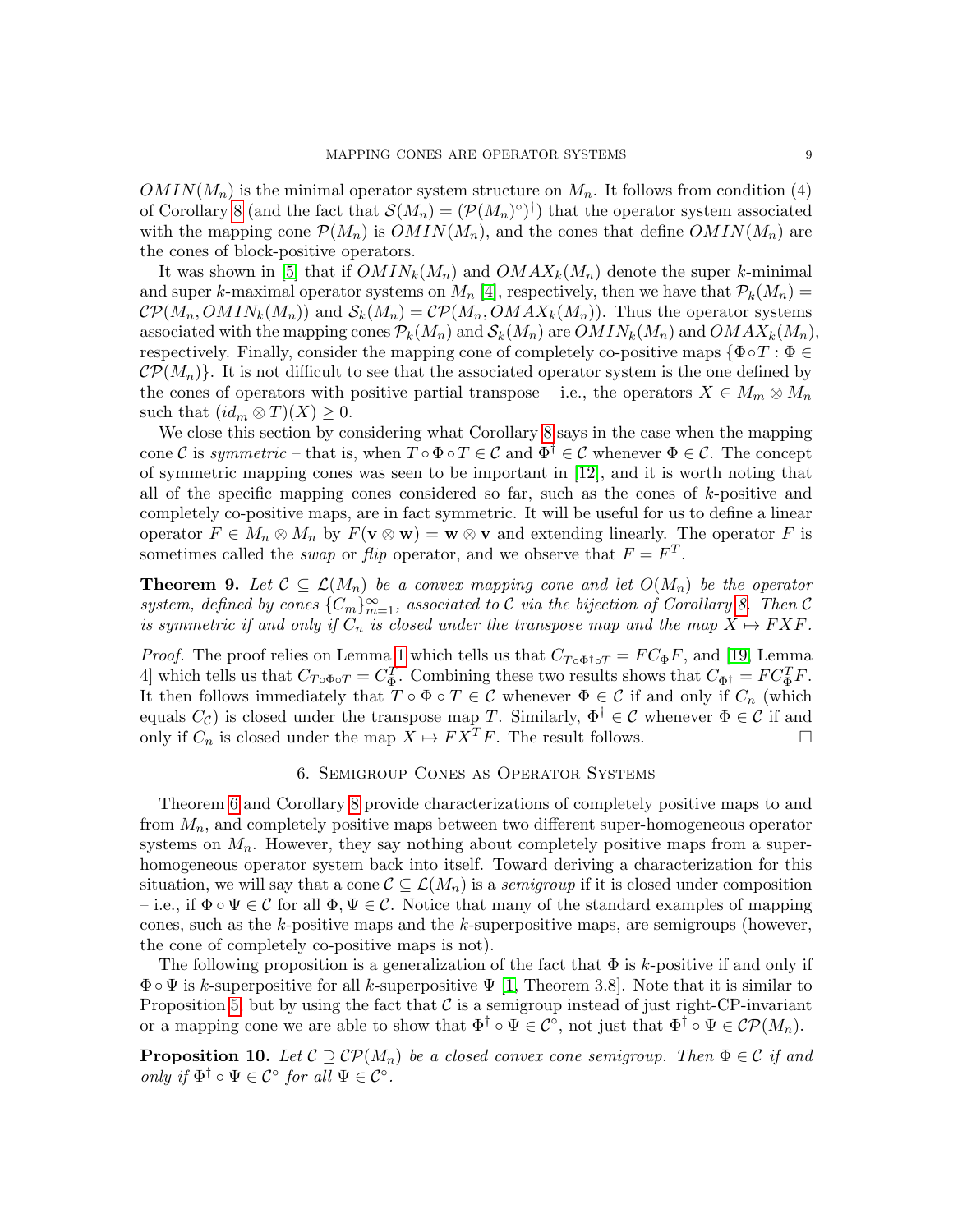$OMIN(M_n)$ is the minimal operator system structure on $M_n$. It follows from condition (4) of Corollary 8 (and the fact that $\mathcal{S}(M_n) = (\mathcal{P}(M_n)^\circ)^\dagger$) that the operator system associated with the mapping cone $\mathcal{P}(M_n)$ is $OMIN(M_n)$, and the cones that define $OMIN(M_n)$ are the cones of block-positive operators.

It was shown in [5] that if $OMIN_k(M_n)$ and $OMAX_k(M_n)$ denote the super $k$-minimal and super $k$-maximal operator systems on $M_n$ [4], respectively, then we have that $\mathcal{P}_k(M_n) = \mathcal{CP}(M_n, OMIN_k(M_n))$ and $\mathcal{S}_k(M_n) = \mathcal{CP}(M_n, OMAX_k(M_n))$. Thus the operator systems associated with the mapping cones $\mathcal{P}_k(M_n)$ and $\mathcal{S}_k(M_n)$ are $OMIN_k(M_n)$ and $OMAX_k(M_n)$, respectively. Finally, consider the mapping cone of completely co-positive maps $\{\Phi \circ T : \Phi \in \mathcal{CP}(M_n)\}$. It is not difficult to see that the associated operator system is the one defined by the cones of operators with positive partial transpose – i.e., the operators $X \in M_m \otimes M_n$ such that $(id_m \otimes T)(X) \geq 0$.

We close this section by considering what Corollary 8 says in the case when the mapping cone $\mathcal{C}$ is *symmetric* – that is, when $T \circ \Phi \circ T \in \mathcal{C}$ and $\Phi^\dagger \in \mathcal{C}$ whenever $\Phi \in \mathcal{C}$. The concept of symmetric mapping cones was seen to be important in [12], and it is worth noting that all of the specific mapping cones considered so far, such as the cones of $k$-positive and completely co-positive maps, are in fact symmetric. It will be useful for us to define a linear operator $F \in M_n \otimes M_n$ by $F(\mathbf{v} \otimes \mathbf{w}) = \mathbf{w} \otimes \mathbf{v}$ and extending linearly. The operator $F$ is sometimes called the *swap* or *flip* operator, and we observe that $F = F^T$.

**Theorem 9.** *Let $\mathcal{C} \subseteq \mathcal{L}(M_n)$ be a convex mapping cone and let $O(M_n)$ be the operator system, defined by cones $\{C_m\}_{m=1}^\infty$, associated to $\mathcal{C}$ via the bijection of Corollary 8. Then $\mathcal{C}$ is symmetric if and only if $C_n$ is closed under the transpose map and the map $X \mapsto FXF$.*

*Proof.* The proof relies on Lemma 1 which tells us that $C_{T\circ\Phi^\dagger\circ T} = FC_\Phi F$, and [19, Lemma 4] which tells us that $C_{T\circ\Phi\circ T} = C_\Phi^T$. Combining these two results shows that $C_{\Phi^\dagger} = FC_\Phi^T F$. It then follows immediately that $T \circ \Phi \circ T \in \mathcal{C}$ whenever $\Phi \in \mathcal{C}$ if and only if $C_n$ (which equals $C_\mathcal{C}$) is closed under the transpose map $T$. Similarly, $\Phi^\dagger \in \mathcal{C}$ whenever $\Phi \in \mathcal{C}$ if and only if $C_n$ is closed under the map $X \mapsto FX^TF$. The result follows. $\square$

## 6. Semigroup Cones as Operator Systems

Theorem 6 and Corollary 8 provide characterizations of completely positive maps to and from $M_n$, and completely positive maps between two different super-homogeneous operator systems on $M_n$. However, they say nothing about completely positive maps from a super-homogeneous operator system back into itself. Toward deriving a characterization for this situation, we will say that a cone $\mathcal{C} \subseteq \mathcal{L}(M_n)$ is a *semigroup* if it is closed under composition – i.e., if $\Phi \circ \Psi \in \mathcal{C}$ for all $\Phi, \Psi \in \mathcal{C}$. Notice that many of the standard examples of mapping cones, such as the $k$-positive maps and the $k$-superpositive maps, are semigroups (however, the cone of completely co-positive maps is not).

The following proposition is a generalization of the fact that $\Phi$ is $k$-positive if and only if $\Phi \circ \Psi$ is $k$-superpositive for all $k$-superpositive $\Psi$ [1, Theorem 3.8]. Note that it is similar to Proposition 5, but by using the fact that $\mathcal{C}$ is a semigroup instead of just right-CP-invariant or a mapping cone we are able to show that $\Phi^\dagger \circ \Psi \in \mathcal{C}^\circ$, not just that $\Phi^\dagger \circ \Psi \in \mathcal{CP}(M_n)$.

**Proposition 10.** *Let $\mathcal{C} \supseteq \mathcal{CP}(M_n)$ be a closed convex cone semigroup. Then $\Phi \in \mathcal{C}$ if and only if $\Phi^\dagger \circ \Psi \in \mathcal{C}^\circ$ for all $\Psi \in \mathcal{C}^\circ$.*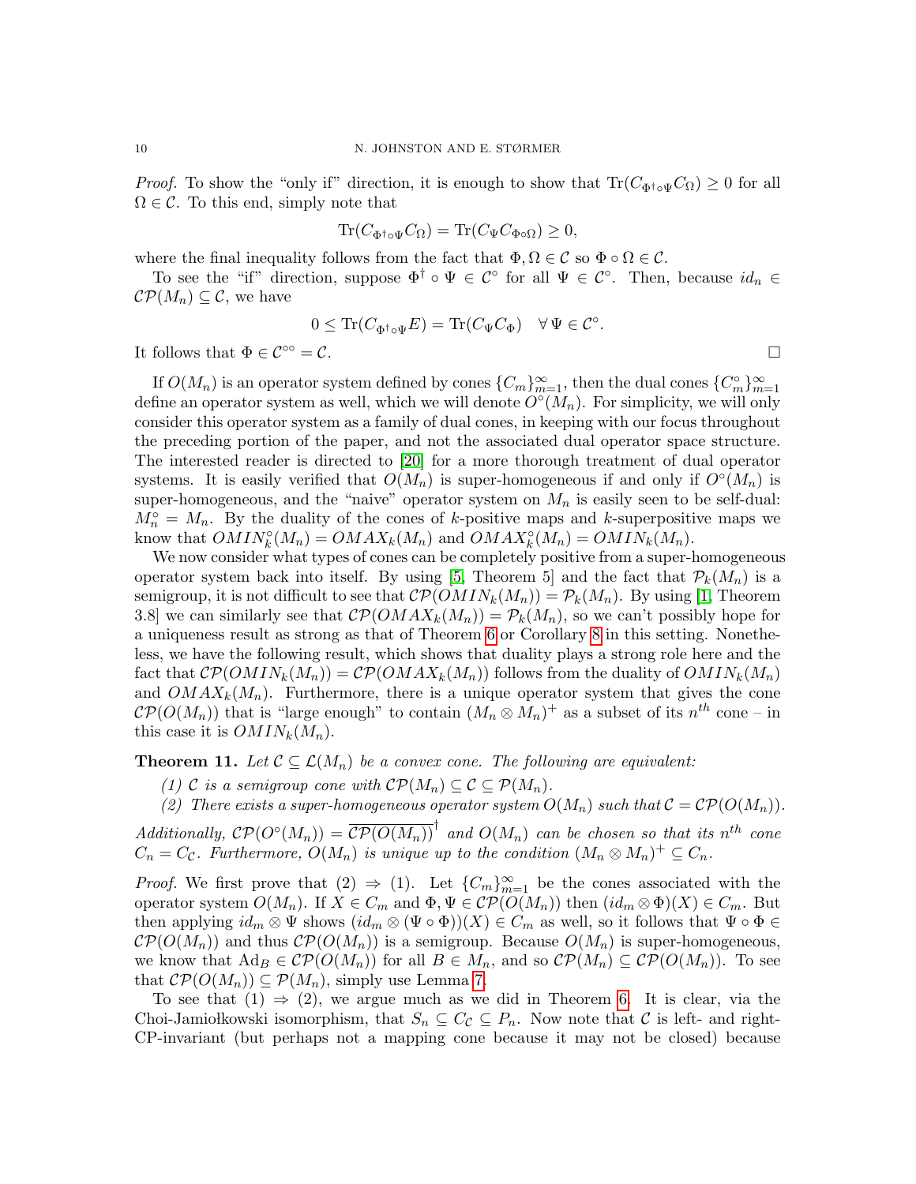*Proof.* To show the "only if" direction, it is enough to show that $\mathrm{Tr}(C_{\Phi^\dagger\circ\Psi}C_\Omega) \geq 0$ for all $\Omega \in \mathcal{C}$. To this end, simply note that

$$\mathrm{Tr}(C_{\Phi^\dagger\circ\Psi}C_\Omega) = \mathrm{Tr}(C_\Psi C_{\Phi\circ\Omega}) \geq 0,$$

where the final inequality follows from the fact that $\Phi, \Omega \in \mathcal{C}$ so $\Phi \circ \Omega \in \mathcal{C}$.

To see the "if" direction, suppose $\Phi^\dagger \circ \Psi \in \mathcal{C}^\circ$ for all $\Psi \in \mathcal{C}^\circ$. Then, because $id_n \in \mathcal{CP}(M_n) \subseteq \mathcal{C}$, we have

$$0 \leq \mathrm{Tr}(C_{\Phi^\dagger\circ\Psi}E) = \mathrm{Tr}(C_\Psi C_\Phi) \quad \forall\, \Psi \in \mathcal{C}^\circ.$$

It follows that $\Phi \in \mathcal{C}^{\circ\circ} = \mathcal{C}$. $\square$

If $O(M_n)$ is an operator system defined by cones $\{C_m\}_{m=1}^\infty$, then the dual cones $\{C_m^\circ\}_{m=1}^\infty$ define an operator system as well, which we will denote $O^\circ(M_n)$. For simplicity, we will only consider this operator system as a family of dual cones, in keeping with our focus throughout the preceding portion of the paper, and not the associated dual operator space structure. The interested reader is directed to [20] for a more thorough treatment of dual operator systems. It is easily verified that $O(M_n)$ is super-homogeneous if and only if $O^\circ(M_n)$ is super-homogeneous, and the "naive" operator system on $M_n$ is easily seen to be self-dual: $M_n^\circ = M_n$. By the duality of the cones of $k$-positive maps and $k$-superpositive maps we know that $OMIN_k^\circ(M_n) = OMAX_k(M_n)$ and $OMAX_k^\circ(M_n) = OMIN_k(M_n)$.

We now consider what types of cones can be completely positive from a super-homogeneous operator system back into itself. By using [5, Theorem 5] and the fact that $\mathcal{P}_k(M_n)$ is a semigroup, it is not difficult to see that $\mathcal{CP}(OMIN_k(M_n)) = \mathcal{P}_k(M_n)$. By using [1, Theorem 3.8] we can similarly see that $\mathcal{CP}(OMAX_k(M_n)) = \mathcal{P}_k(M_n)$, so we can't possibly hope for a uniqueness result as strong as that of Theorem 6 or Corollary 8 in this setting. Nonetheless, we have the following result, which shows that duality plays a strong role here and the fact that $\mathcal{CP}(OMIN_k(M_n)) = \mathcal{CP}(OMAX_k(M_n))$ follows from the duality of $OMIN_k(M_n)$ and $OMAX_k(M_n)$. Furthermore, there is a unique operator system that gives the cone $\mathcal{CP}(O(M_n))$ that is "large enough" to contain $(M_n \otimes M_n)^+$ as a subset of its $n^{th}$ cone – in this case it is $OMIN_k(M_n)$.

**Theorem 11.** *Let $\mathcal{C} \subseteq \mathcal{L}(M_n)$ be a convex cone. The following are equivalent:*

*(1) $\mathcal{C}$ is a semigroup cone with $\mathcal{CP}(M_n) \subseteq \mathcal{C} \subseteq \mathcal{P}(M_n)$.*

*(2) There exists a super-homogeneous operator system $O(M_n)$ such that $\mathcal{C} = \mathcal{CP}(O(M_n))$.*

*Additionally, $\mathcal{CP}(O^\circ(M_n)) = \overline{\mathcal{CP}(O(M_n))}^\dagger$ and $O(M_n)$ can be chosen so that its $n^{th}$ cone $C_n = C_\mathcal{C}$. Furthermore, $O(M_n)$ is unique up to the condition $(M_n \otimes M_n)^+ \subseteq C_n$.*

*Proof.* We first prove that (2) $\Rightarrow$ (1). Let $\{C_m\}_{m=1}^\infty$ be the cones associated with the operator system $O(M_n)$. If $X \in C_m$ and $\Phi, \Psi \in \mathcal{CP}(O(M_n))$ then $(id_m \otimes \Phi)(X) \in C_m$. But then applying $id_m \otimes \Psi$ shows $(id_m \otimes (\Psi \circ \Phi))(X) \in C_m$ as well, so it follows that $\Psi \circ \Phi \in \mathcal{CP}(O(M_n))$ and thus $\mathcal{CP}(O(M_n))$ is a semigroup. Because $O(M_n)$ is super-homogeneous, we know that $\mathrm{Ad}_B \in \mathcal{CP}(O(M_n))$ for all $B \in M_n$, and so $\mathcal{CP}(M_n) \subseteq \mathcal{CP}(O(M_n))$. To see that $\mathcal{CP}(O(M_n)) \subseteq \mathcal{P}(M_n)$, simply use Lemma 7.

To see that (1) $\Rightarrow$ (2), we argue much as we did in Theorem 6. It is clear, via the Choi-Jamiołkowski isomorphism, that $S_n \subseteq C_\mathcal{C} \subseteq P_n$. Now note that $\mathcal{C}$ is left- and right-CP-invariant (but perhaps not a mapping cone because it may not be closed) because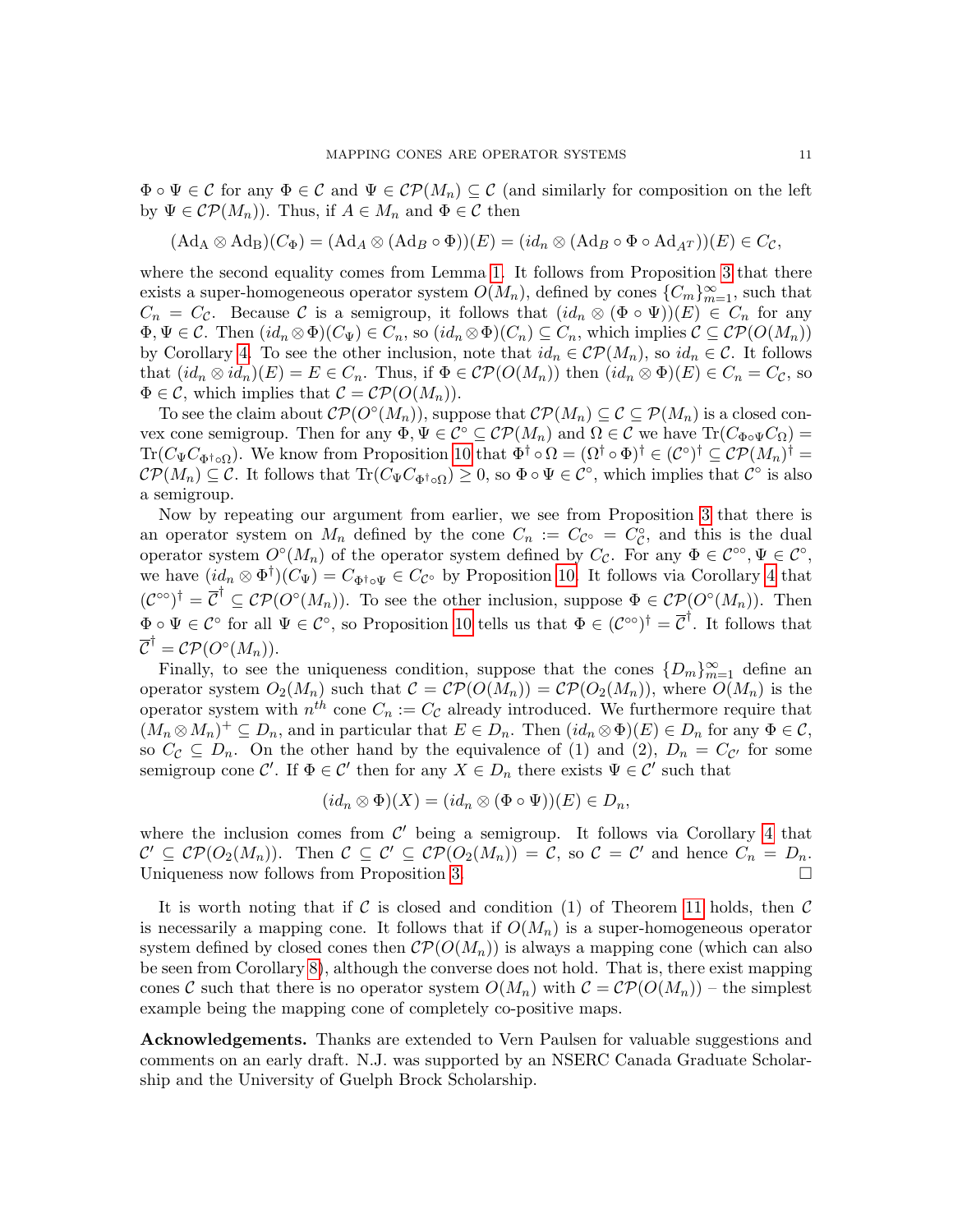$\Phi \circ \Psi \in \mathcal{C}$ for any $\Phi \in \mathcal{C}$ and $\Psi \in \mathcal{CP}(M_n) \subseteq \mathcal{C}$ (and similarly for composition on the left by $\Psi \in \mathcal{CP}(M_n)$). Thus, if $A \in M_n$ and $\Phi \in \mathcal{C}$ then

$$(\mathrm{Ad_A} \otimes \mathrm{Ad_B})(C_\Phi) = (\mathrm{Ad}_A \otimes (\mathrm{Ad}_B \circ \Phi))(E) = (id_n \otimes (\mathrm{Ad}_B \circ \Phi \circ \mathrm{Ad}_{A^T}))(E) \in C_\mathcal{C},$$

where the second equality comes from Lemma 1. It follows from Proposition 3 that there exists a super-homogeneous operator system $O(M_n)$, defined by cones $\{C_m\}_{m=1}^\infty$, such that $C_n = C_\mathcal{C}$. Because $\mathcal{C}$ is a semigroup, it follows that $(id_n \otimes (\Phi \circ \Psi))(E) \in C_n$ for any $\Phi, \Psi \in \mathcal{C}$. Then $(id_n \otimes \Phi)(C_\Psi) \in C_n$, so $(id_n \otimes \Phi)(C_n) \subseteq C_n$, which implies $\mathcal{C} \subseteq \mathcal{CP}(O(M_n))$ by Corollary 4. To see the other inclusion, note that $id_n \in \mathcal{CP}(M_n)$, so $id_n \in \mathcal{C}$. It follows that $(id_n \otimes id_n)(E) = E \in C_n$. Thus, if $\Phi \in \mathcal{CP}(O(M_n))$ then $(id_n \otimes \Phi)(E) \in C_n = C_\mathcal{C}$, so $\Phi \in \mathcal{C}$, which implies that $\mathcal{C} = \mathcal{CP}(O(M_n))$.

To see the claim about $\mathcal{CP}(O^\circ(M_n))$, suppose that $\mathcal{CP}(M_n) \subseteq \mathcal{C} \subseteq \mathcal{P}(M_n)$ is a closed convex cone semigroup. Then for any $\Phi, \Psi \in \mathcal{C}^\circ \subseteq \mathcal{CP}(M_n)$ and $\Omega \in \mathcal{C}$ we have $\mathrm{Tr}(C_{\Phi\circ\Psi}C_\Omega) = \mathrm{Tr}(C_\Psi C_{\Phi^\dagger\circ\Omega})$. We know from Proposition 10 that $\Phi^\dagger \circ \Omega = (\Omega^\dagger \circ \Phi)^\dagger \in (\mathcal{C}^\circ)^\dagger \subseteq \mathcal{CP}(M_n)^\dagger = \mathcal{CP}(M_n) \subseteq \mathcal{C}$. It follows that $\mathrm{Tr}(C_\Psi C_{\Phi^\dagger\circ\Omega}) \geq 0$, so $\Phi \circ \Psi \in \mathcal{C}^\circ$, which implies that $\mathcal{C}^\circ$ is also a semigroup.

Now by repeating our argument from earlier, we see from Proposition 3 that there is an operator system on $M_n$ defined by the cone $C_n := C_{\mathcal{C}^\circ} = C_\mathcal{C}^\circ$, and this is the dual operator system $O^\circ(M_n)$ of the operator system defined by $C_\mathcal{C}$. For any $\Phi \in \mathcal{C}^{\circ\circ}, \Psi \in \mathcal{C}^\circ$, we have $(id_n \otimes \Phi^\dagger)(C_\Psi) = C_{\Phi^\dagger\circ\Psi} \in C_{\mathcal{C}^\circ}$ by Proposition 10. It follows via Corollary 4 that $(\mathcal{C}^{\circ\circ})^\dagger = \overline{\mathcal{C}}^\dagger \subseteq \mathcal{CP}(O^\circ(M_n))$. To see the other inclusion, suppose $\Phi \in \mathcal{CP}(O^\circ(M_n))$. Then $\Phi \circ \Psi \in \mathcal{C}^\circ$ for all $\Psi \in \mathcal{C}^\circ$, so Proposition 10 tells us that $\Phi \in (\mathcal{C}^{\circ\circ})^\dagger = \overline{\mathcal{C}}^\dagger$. It follows that $\overline{\mathcal{C}}^\dagger = \mathcal{CP}(O^\circ(M_n))$.

Finally, to see the uniqueness condition, suppose that the cones $\{D_m\}_{m=1}^\infty$ define an operator system $O_2(M_n)$ such that $\mathcal{C} = \mathcal{CP}(O(M_n)) = \mathcal{CP}(O_2(M_n))$, where $O(M_n)$ is the operator system with $n^{th}$ cone $C_n := C_\mathcal{C}$ already introduced. We furthermore require that $(M_n \otimes M_n)^+ \subseteq D_n$, and in particular that $E \in D_n$. Then $(id_n \otimes \Phi)(E) \in D_n$ for any $\Phi \in \mathcal{C}$, so $C_\mathcal{C} \subseteq D_n$. On the other hand by the equivalence of (1) and (2), $D_n = C_{\mathcal{C}'}$ for some semigroup cone $\mathcal{C}'$. If $\Phi \in \mathcal{C}'$ then for any $X \in D_n$ there exists $\Psi \in \mathcal{C}'$ such that

$$(id_n \otimes \Phi)(X) = (id_n \otimes (\Phi \circ \Psi))(E) \in D_n,$$

where the inclusion comes from $\mathcal{C}'$ being a semigroup. It follows via Corollary 4 that $\mathcal{C}' \subseteq \mathcal{CP}(O_2(M_n))$. Then $\mathcal{C} \subseteq \mathcal{C}' \subseteq \mathcal{CP}(O_2(M_n)) = \mathcal{C}$, so $\mathcal{C} = \mathcal{C}'$ and hence $C_n = D_n$. Uniqueness now follows from Proposition 3. □

It is worth noting that if $\mathcal{C}$ is closed and condition (1) of Theorem 11 holds, then $\mathcal{C}$ is necessarily a mapping cone. It follows that if $O(M_n)$ is a super-homogeneous operator system defined by closed cones then $\mathcal{CP}(O(M_n))$ is always a mapping cone (which can also be seen from Corollary 8), although the converse does not hold. That is, there exist mapping cones $\mathcal{C}$ such that there is no operator system $O(M_n)$ with $\mathcal{C} = \mathcal{CP}(O(M_n))$ – the simplest example being the mapping cone of completely co-positive maps.

**Acknowledgements.** Thanks are extended to Vern Paulsen for valuable suggestions and comments on an early draft. N.J. was supported by an NSERC Canada Graduate Scholarship and the University of Guelph Brock Scholarship.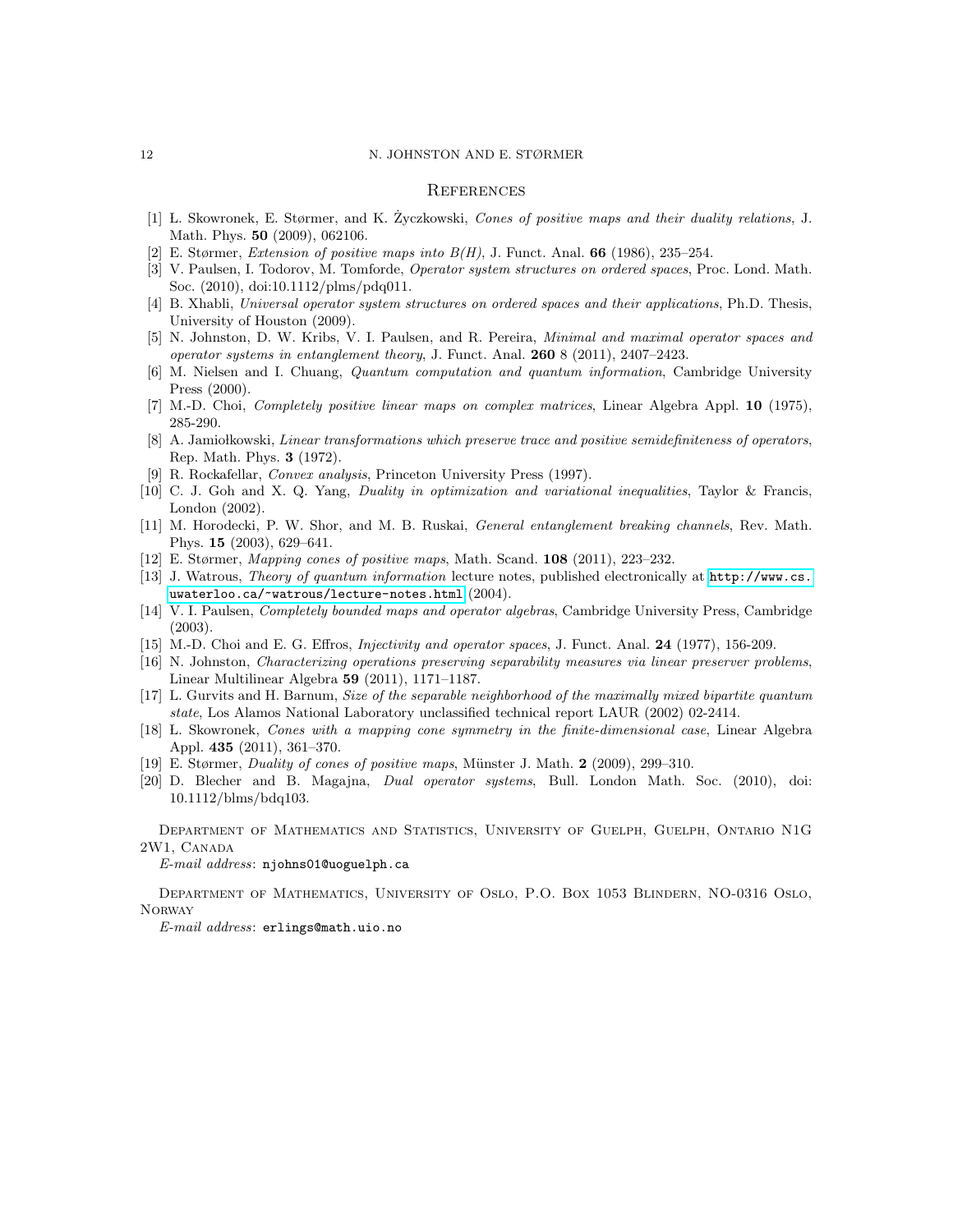## References

[1] Ł. Skowronek, E. Størmer, and K. Życzkowski, *Cones of positive maps and their duality relations*, J. Math. Phys. **50** (2009), 062106.

[2] E. Størmer, *Extension of positive maps into B(H)*, J. Funct. Anal. **66** (1986), 235–254.

[3] V. Paulsen, I. Todorov, M. Tomforde, *Operator system structures on ordered spaces*, Proc. Lond. Math. Soc. (2010), doi:10.1112/plms/pdq011.

[4] B. Xhabli, *Universal operator system structures on ordered spaces and their applications*, Ph.D. Thesis, University of Houston (2009).

[5] N. Johnston, D. W. Kribs, V. I. Paulsen, and R. Pereira, *Minimal and maximal operator spaces and operator systems in entanglement theory*, J. Funct. Anal. **260** 8 (2011), 2407–2423.

[6] M. Nielsen and I. Chuang, *Quantum computation and quantum information*, Cambridge University Press (2000).

[7] M.-D. Choi, *Completely positive linear maps on complex matrices*, Linear Algebra Appl. **10** (1975), 285-290.

[8] A. Jamiołkowski, *Linear transformations which preserve trace and positive semidefiniteness of operators*, Rep. Math. Phys. **3** (1972).

[9] R. Rockafellar, *Convex analysis*, Princeton University Press (1997).

[10] C. J. Goh and X. Q. Yang, *Duality in optimization and variational inequalities*, Taylor & Francis, London (2002).

[11] M. Horodecki, P. W. Shor, and M. B. Ruskai, *General entanglement breaking channels*, Rev. Math. Phys. **15** (2003), 629–641.

[12] E. Størmer, *Mapping cones of positive maps*, Math. Scand. **108** (2011), 223–232.

[13] J. Watrous, *Theory of quantum information* lecture notes, published electronically at http://www.cs.uwaterloo.ca/~watrous/lecture-notes.html (2004).

[14] V. I. Paulsen, *Completely bounded maps and operator algebras*, Cambridge University Press, Cambridge (2003).

[15] M.-D. Choi and E. G. Effros, *Injectivity and operator spaces*, J. Funct. Anal. **24** (1977), 156-209.

[16] N. Johnston, *Characterizing operations preserving separability measures via linear preserver problems*, Linear Multilinear Algebra **59** (2011), 1171–1187.

[17] L. Gurvits and H. Barnum, *Size of the separable neighborhood of the maximally mixed bipartite quantum state*, Los Alamos National Laboratory unclassified technical report LAUR (2002) 02-2414.

[18] Ł. Skowronek, *Cones with a mapping cone symmetry in the finite-dimensional case*, Linear Algebra Appl. **435** (2011), 361–370.

[19] E. Størmer, *Duality of cones of positive maps*, Münster J. Math. **2** (2009), 299–310.

[20] D. Blecher and B. Magajna, *Dual operator systems*, Bull. London Math. Soc. (2010), doi: 10.1112/blms/bdq103.

Department of Mathematics and Statistics, University of Guelph, Guelph, Ontario N1G 2W1, Canada

*E-mail address*: njohns01@uoguelph.ca

Department of Mathematics, University of Oslo, P.O. Box 1053 Blindern, NO-0316 Oslo, Norway

*E-mail address*: erlings@math.uio.no